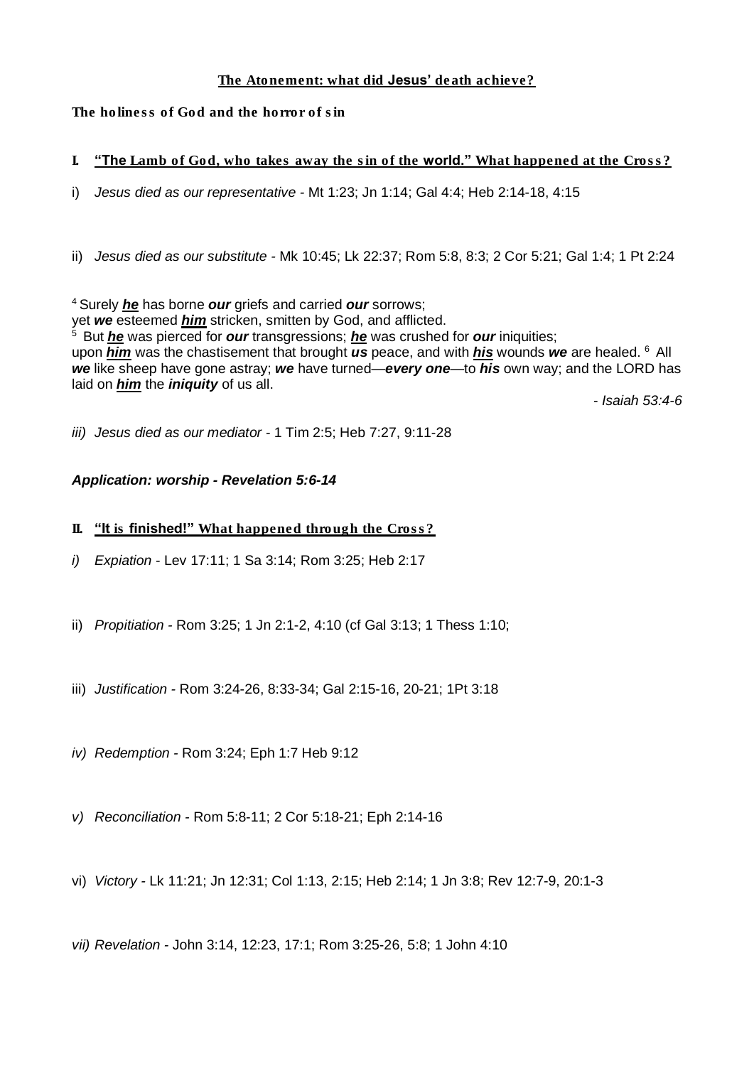## The Atonement: what did Jesus' death achieve?

**The holiness of God and the horror of sin**

### I. "The Lamb of God, who takes away the sin of the world." What happened at the Cross?

i) *Jesus died as our representative* - Mt 1:23; Jn 1:14; Gal 4:4; Heb 2:14-18, 4:15

ii) *Jesus died as our substitute* - Mk 10:45; Lk 22:37; Rom 5:8, 8:3; 2 Cor 5:21; Gal 1:4; 1 Pt 2:24

[4] Surely ***he*** has borne ***our*** griefs and carried ***our*** sorrows;
yet ***we*** esteemed ***him*** stricken, smitten by God, and afflicted.
[5] But ***he*** was pierced for ***our*** transgressions; ***he*** was crushed for ***our*** iniquities;
upon ***him*** was the chastisement that brought ***us*** peace, and with ***his*** wounds ***we*** are healed. [6] All ***we*** like sheep have gone astray; ***we*** have turned—***every one***—to ***his*** own way; and the LORD has laid on ***him*** the ***iniquity*** of us all.

*- Isaiah 53:4-6*

*iii) Jesus died as our mediator* - 1 Tim 2:5; Heb 7:27, 9:11-28

***Application: worship - Revelation 5:6-14***

### II. "It is finished!" What happened through the Cross?

*i) Expiation* - Lev 17:11; 1 Sa 3:14; Rom 3:25; Heb 2:17

ii) *Propitiation* - Rom 3:25; 1 Jn 2:1-2, 4:10 (cf Gal 3:13; 1 Thess 1:10;

iii) *Justification* - Rom 3:24-26, 8:33-34; Gal 2:15-16, 20-21; 1Pt 3:18

*iv) Redemption* - Rom 3:24; Eph 1:7 Heb 9:12

*v) Reconciliation* - Rom 5:8-11; 2 Cor 5:18-21; Eph 2:14-16

vi) *Victory* - Lk 11:21; Jn 12:31; Col 1:13, 2:15; Heb 2:14; 1 Jn 3:8; Rev 12:7-9, 20:1-3

*vii) Revelation* - John 3:14, 12:23, 17:1; Rom 3:25-26, 5:8; 1 John 4:10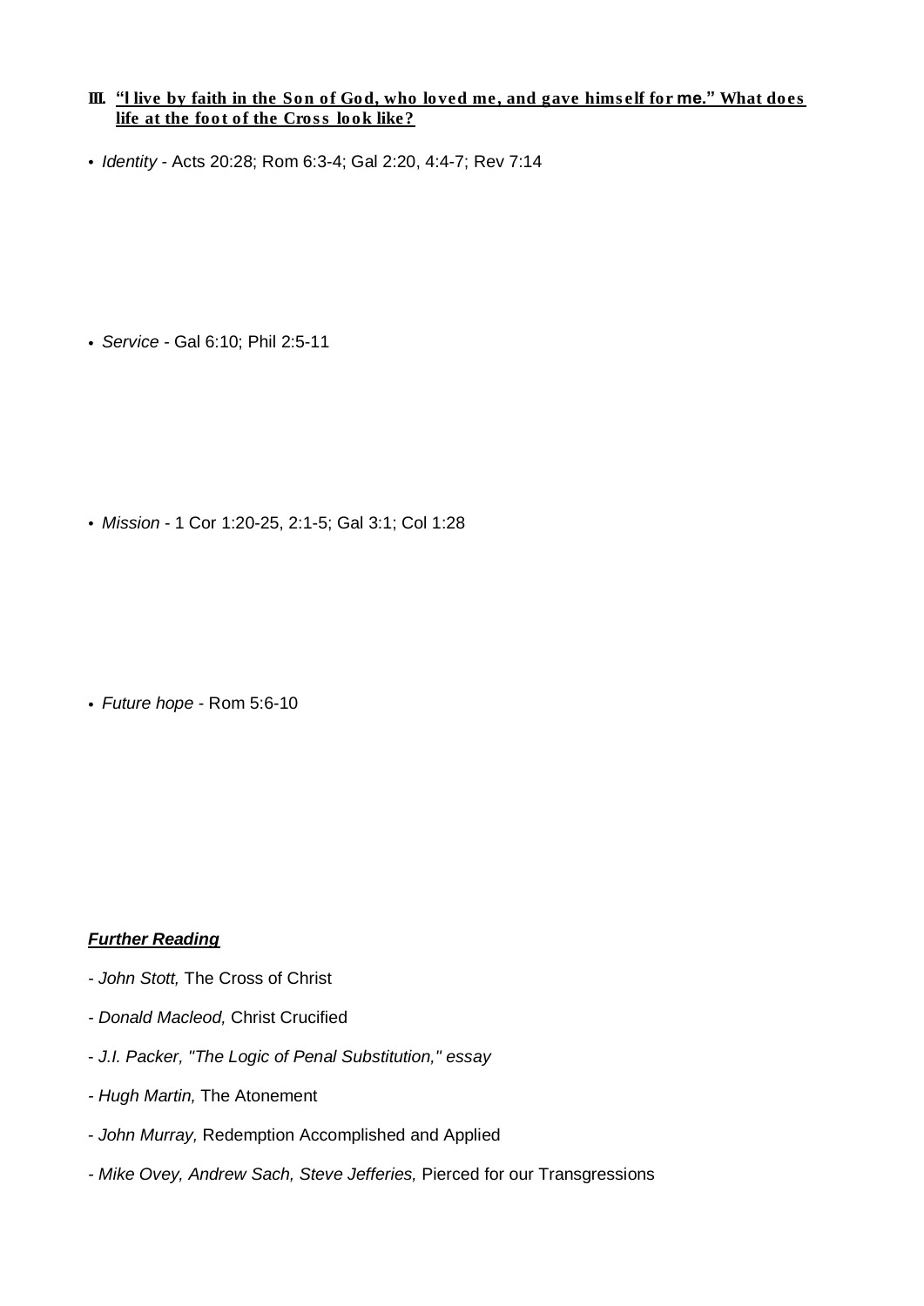## III. "I live by faith in the Son of God, who loved me, and gave himself for me." What does life at the foot of the Cross look like?

- *Identity* - Acts 20:28; Rom 6:3-4; Gal 2:20, 4:4-7; Rev 7:14

- *Service* - Gal 6:10; Phil 2:5-11

- *Mission* - 1 Cor 1:20-25, 2:1-5; Gal 3:1; Col 1:28

- *Future hope* - Rom 5:6-10

***Further Reading***

- *John Stott,* The Cross of Christ
- *Donald Macleod,* Christ Crucified
- *J.I. Packer, "The Logic of Penal Substitution," essay*
- *Hugh Martin,* The Atonement
- *John Murray,* Redemption Accomplished and Applied
- *Mike Ovey, Andrew Sach, Steve Jefferies,* Pierced for our Transgressions